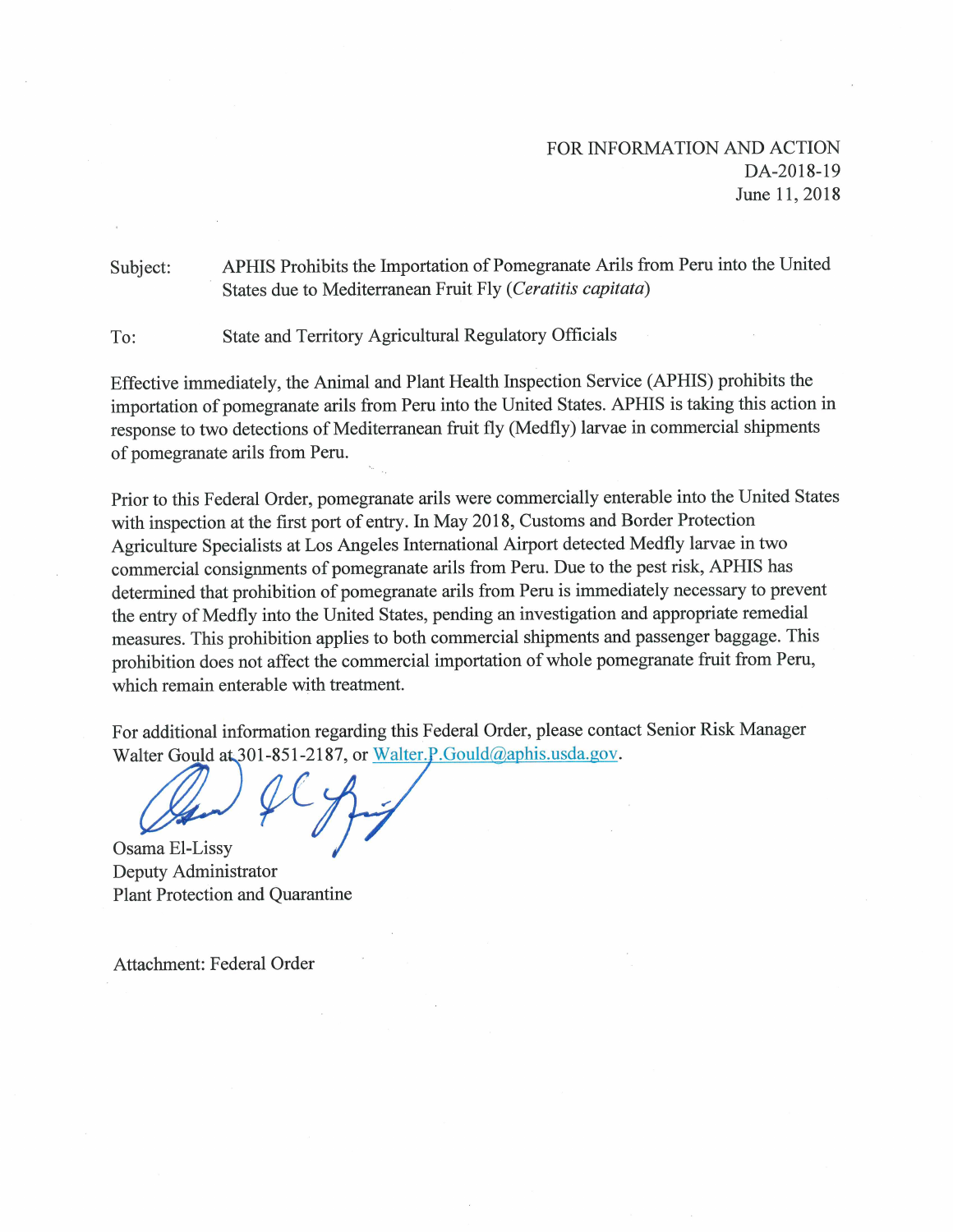FOR INFORMATION AND ACTION
DA-2018-19
June 11, 2018

Subject: APHIS Prohibits the Importation of Pomegranate Arils from Peru into the United States due to Mediterranean Fruit Fly (*Ceratitis capitata*)

To: State and Territory Agricultural Regulatory Officials

Effective immediately, the Animal and Plant Health Inspection Service (APHIS) prohibits the importation of pomegranate arils from Peru into the United States. APHIS is taking this action in response to two detections of Mediterranean fruit fly (Medfly) larvae in commercial shipments of pomegranate arils from Peru.

Prior to this Federal Order, pomegranate arils were commercially enterable into the United States with inspection at the first port of entry. In May 2018, Customs and Border Protection Agriculture Specialists at Los Angeles International Airport detected Medfly larvae in two commercial consignments of pomegranate arils from Peru. Due to the pest risk, APHIS has determined that prohibition of pomegranate arils from Peru is immediately necessary to prevent the entry of Medfly into the United States, pending an investigation and appropriate remedial measures. This prohibition applies to both commercial shipments and passenger baggage. This prohibition does not affect the commercial importation of whole pomegranate fruit from Peru, which remain enterable with treatment.

For additional information regarding this Federal Order, please contact Senior Risk Manager Walter Gould at 301-851-2187, or Walter.P.Gould@aphis.usda.gov.

Osama El-Lissy
Deputy Administrator
Plant Protection and Quarantine

Attachment: Federal Order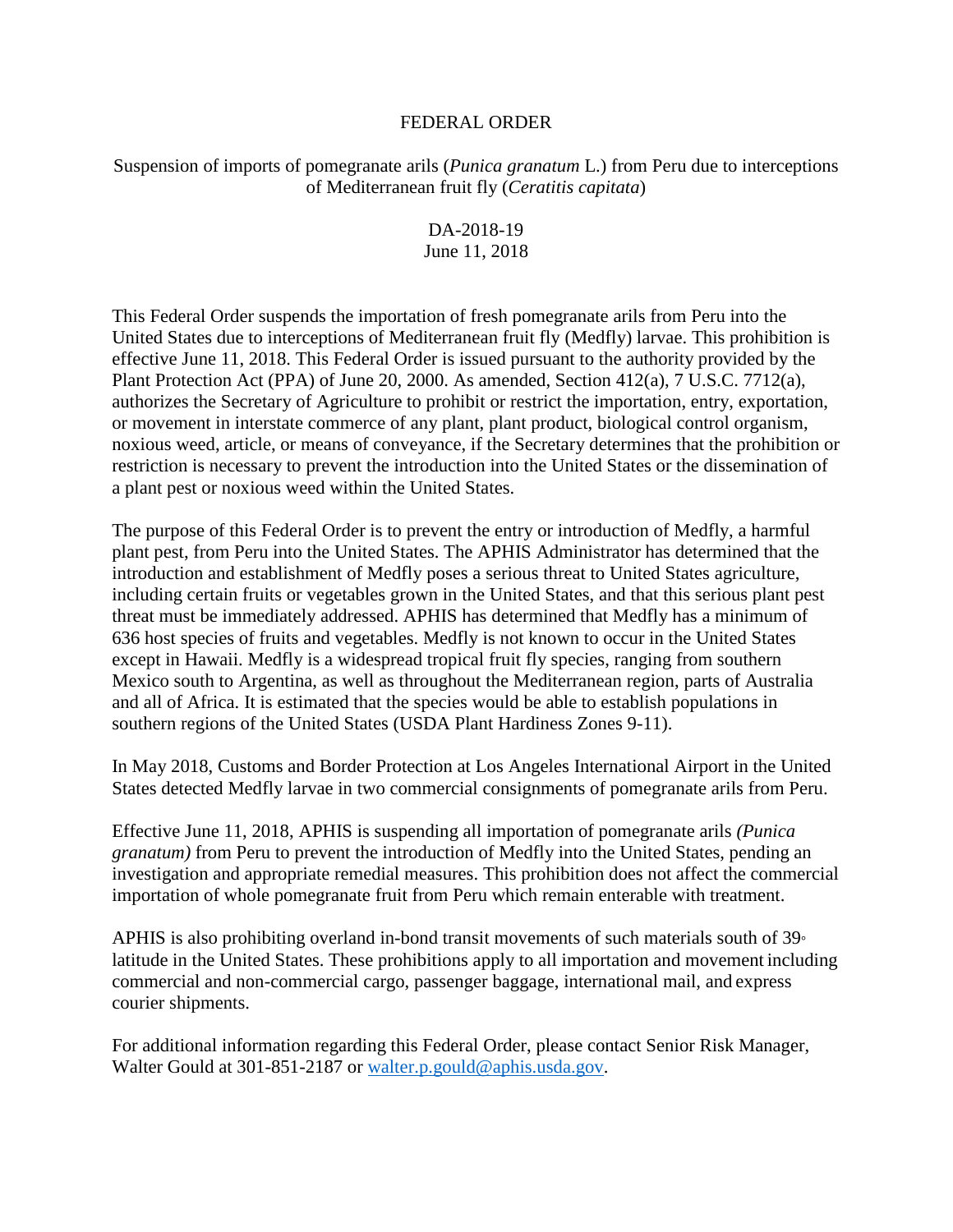FEDERAL ORDER

Suspension of imports of pomegranate arils (*Punica granatum* L.) from Peru due to interceptions of Mediterranean fruit fly (*Ceratitis capitata*)

DA-2018-19
June 11, 2018

This Federal Order suspends the importation of fresh pomegranate arils from Peru into the United States due to interceptions of Mediterranean fruit fly (Medfly) larvae. This prohibition is effective June 11, 2018. This Federal Order is issued pursuant to the authority provided by the Plant Protection Act (PPA) of June 20, 2000. As amended, Section 412(a), 7 U.S.C. 7712(a), authorizes the Secretary of Agriculture to prohibit or restrict the importation, entry, exportation, or movement in interstate commerce of any plant, plant product, biological control organism, noxious weed, article, or means of conveyance, if the Secretary determines that the prohibition or restriction is necessary to prevent the introduction into the United States or the dissemination of a plant pest or noxious weed within the United States.

The purpose of this Federal Order is to prevent the entry or introduction of Medfly, a harmful plant pest, from Peru into the United States. The APHIS Administrator has determined that the introduction and establishment of Medfly poses a serious threat to United States agriculture, including certain fruits or vegetables grown in the United States, and that this serious plant pest threat must be immediately addressed. APHIS has determined that Medfly has a minimum of 636 host species of fruits and vegetables. Medfly is not known to occur in the United States except in Hawaii. Medfly is a widespread tropical fruit fly species, ranging from southern Mexico south to Argentina, as well as throughout the Mediterranean region, parts of Australia and all of Africa. It is estimated that the species would be able to establish populations in southern regions of the United States (USDA Plant Hardiness Zones 9-11).

In May 2018, Customs and Border Protection at Los Angeles International Airport in the United States detected Medfly larvae in two commercial consignments of pomegranate arils from Peru.

Effective June 11, 2018, APHIS is suspending all importation of pomegranate arils *(Punica granatum)* from Peru to prevent the introduction of Medfly into the United States, pending an investigation and appropriate remedial measures. This prohibition does not affect the commercial importation of whole pomegranate fruit from Peru which remain enterable with treatment.

APHIS is also prohibiting overland in-bond transit movements of such materials south of 39° latitude in the United States. These prohibitions apply to all importation and movement including commercial and non-commercial cargo, passenger baggage, international mail, and express courier shipments.

For additional information regarding this Federal Order, please contact Senior Risk Manager, Walter Gould at 301-851-2187 or walter.p.gould@aphis.usda.gov.